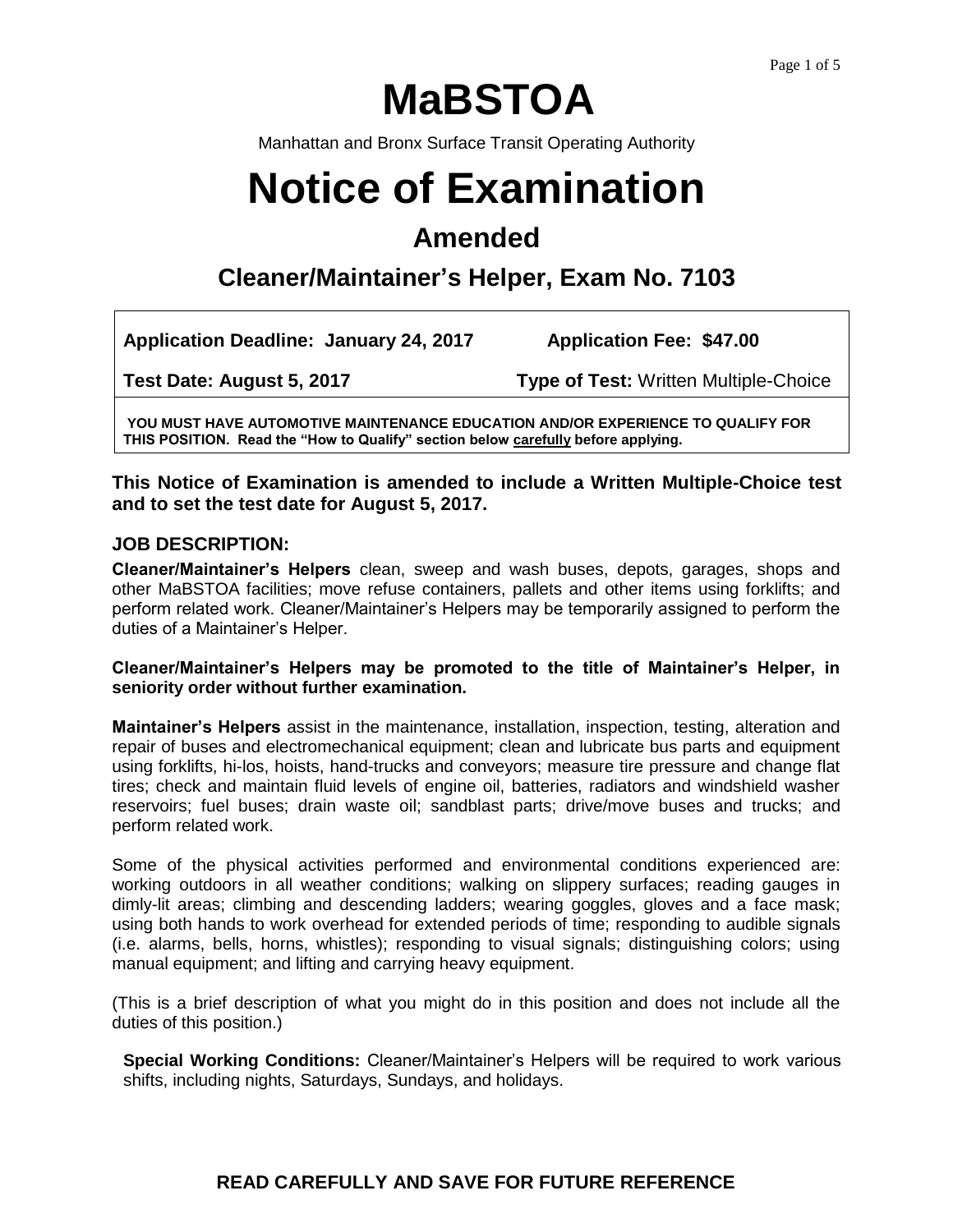# MaBSTOA

Manhattan and Bronx Surface Transit Operating Authority

# Notice of Examination

## Amended

### Cleaner/Maintainer's Helper, Exam No. 7103

| | |
|---|---|
| **Application Deadline: January 24, 2017** | **Application Fee: $47.00** |
| **Test Date: August 5, 2017** | **Type of Test:** Written Multiple-Choice |

**YOU MUST HAVE AUTOMOTIVE MAINTENANCE EDUCATION AND/OR EXPERIENCE TO QUALIFY FOR THIS POSITION. Read the "How to Qualify" section below carefully before applying.**

**This Notice of Examination is amended to include a Written Multiple-Choice test and to set the test date for August 5, 2017.**

### JOB DESCRIPTION:

**Cleaner/Maintainer's Helpers** clean, sweep and wash buses, depots, garages, shops and other MaBSTOA facilities; move refuse containers, pallets and other items using forklifts; and perform related work. Cleaner/Maintainer's Helpers may be temporarily assigned to perform the duties of a Maintainer's Helper.

**Cleaner/Maintainer's Helpers may be promoted to the title of Maintainer's Helper, in seniority order without further examination.**

**Maintainer's Helpers** assist in the maintenance, installation, inspection, testing, alteration and repair of buses and electromechanical equipment; clean and lubricate bus parts and equipment using forklifts, hi-los, hoists, hand-trucks and conveyors; measure tire pressure and change flat tires; check and maintain fluid levels of engine oil, batteries, radiators and windshield washer reservoirs; fuel buses; drain waste oil; sandblast parts; drive/move buses and trucks; and perform related work.

Some of the physical activities performed and environmental conditions experienced are: working outdoors in all weather conditions; walking on slippery surfaces; reading gauges in dimly-lit areas; climbing and descending ladders; wearing goggles, gloves and a face mask; using both hands to work overhead for extended periods of time; responding to audible signals (i.e. alarms, bells, horns, whistles); responding to visual signals; distinguishing colors; using manual equipment; and lifting and carrying heavy equipment.

(This is a brief description of what you might do in this position and does not include all the duties of this position.)

**Special Working Conditions:** Cleaner/Maintainer's Helpers will be required to work various shifts, including nights, Saturdays, Sundays, and holidays.

**READ CAREFULLY AND SAVE FOR FUTURE REFERENCE**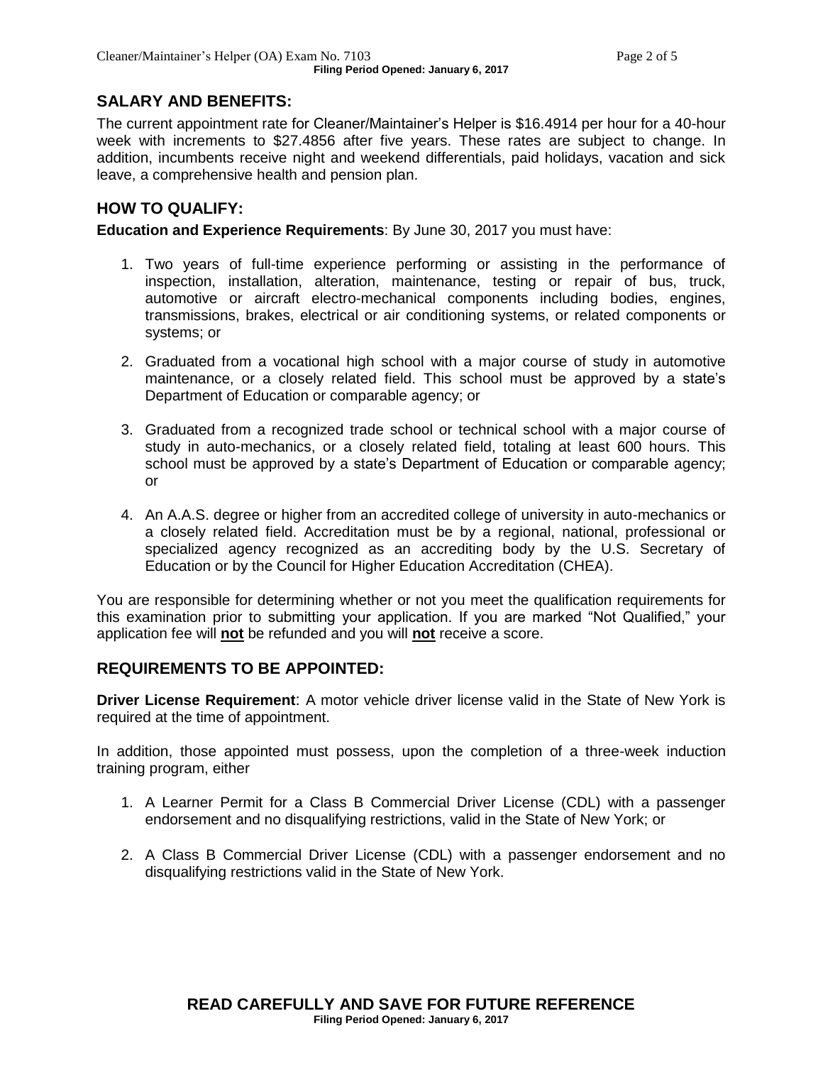## SALARY AND BENEFITS:

The current appointment rate for Cleaner/Maintainer's Helper is $16.4914 per hour for a 40-hour week with increments to $27.4856 after five years. These rates are subject to change. In addition, incumbents receive night and weekend differentials, paid holidays, vacation and sick leave, a comprehensive health and pension plan.

## HOW TO QUALIFY:

**Education and Experience Requirements**: By June 30, 2017 you must have:

1. Two years of full-time experience performing or assisting in the performance of inspection, installation, alteration, maintenance, testing or repair of bus, truck, automotive or aircraft electro-mechanical components including bodies, engines, transmissions, brakes, electrical or air conditioning systems, or related components or systems; or
2. Graduated from a vocational high school with a major course of study in automotive maintenance, or a closely related field. This school must be approved by a state's Department of Education or comparable agency; or
3. Graduated from a recognized trade school or technical school with a major course of study in auto-mechanics, or a closely related field, totaling at least 600 hours. This school must be approved by a state's Department of Education or comparable agency; or
4. An A.A.S. degree or higher from an accredited college of university in auto-mechanics or a closely related field. Accreditation must be by a regional, national, professional or specialized agency recognized as an accrediting body by the U.S. Secretary of Education or by the Council for Higher Education Accreditation (CHEA).

You are responsible for determining whether or not you meet the qualification requirements for this examination prior to submitting your application. If you are marked "Not Qualified," your application fee will **not** be refunded and you will **not** receive a score.

## REQUIREMENTS TO BE APPOINTED:

**Driver License Requirement**: A motor vehicle driver license valid in the State of New York is required at the time of appointment.

In addition, those appointed must possess, upon the completion of a three-week induction training program, either

1. A Learner Permit for a Class B Commercial Driver License (CDL) with a passenger endorsement and no disqualifying restrictions, valid in the State of New York; or
2. A Class B Commercial Driver License (CDL) with a passenger endorsement and no disqualifying restrictions valid in the State of New York.

**READ CAREFULLY AND SAVE FOR FUTURE REFERENCE**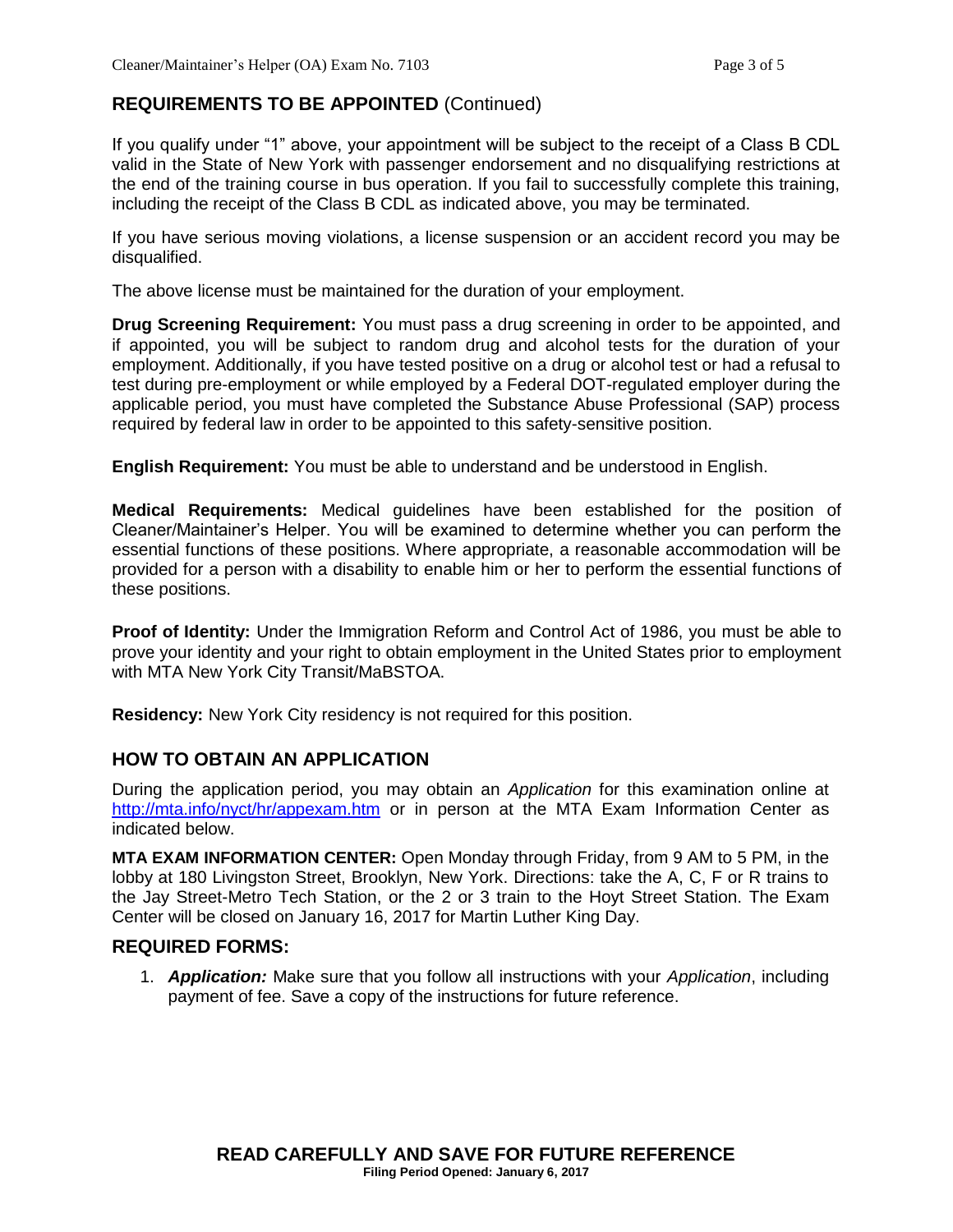## REQUIREMENTS TO BE APPOINTED (Continued)

If you qualify under "1" above, your appointment will be subject to the receipt of a Class B CDL valid in the State of New York with passenger endorsement and no disqualifying restrictions at the end of the training course in bus operation. If you fail to successfully complete this training, including the receipt of the Class B CDL as indicated above, you may be terminated.

If you have serious moving violations, a license suspension or an accident record you may be disqualified.

The above license must be maintained for the duration of your employment.

**Drug Screening Requirement:** You must pass a drug screening in order to be appointed, and if appointed, you will be subject to random drug and alcohol tests for the duration of your employment. Additionally, if you have tested positive on a drug or alcohol test or had a refusal to test during pre-employment or while employed by a Federal DOT-regulated employer during the applicable period, you must have completed the Substance Abuse Professional (SAP) process required by federal law in order to be appointed to this safety-sensitive position.

**English Requirement:** You must be able to understand and be understood in English.

**Medical Requirements:** Medical guidelines have been established for the position of Cleaner/Maintainer's Helper. You will be examined to determine whether you can perform the essential functions of these positions. Where appropriate, a reasonable accommodation will be provided for a person with a disability to enable him or her to perform the essential functions of these positions.

**Proof of Identity:** Under the Immigration Reform and Control Act of 1986, you must be able to prove your identity and your right to obtain employment in the United States prior to employment with MTA New York City Transit/MaBSTOA.

**Residency:** New York City residency is not required for this position.

## HOW TO OBTAIN AN APPLICATION

During the application period, you may obtain an *Application* for this examination online at http://mta.info/nyct/hr/appexam.htm or in person at the MTA Exam Information Center as indicated below.

**MTA EXAM INFORMATION CENTER:** Open Monday through Friday, from 9 AM to 5 PM, in the lobby at 180 Livingston Street, Brooklyn, New York. Directions: take the A, C, F or R trains to the Jay Street-Metro Tech Station, or the 2 or 3 train to the Hoyt Street Station. The Exam Center will be closed on January 16, 2017 for Martin Luther King Day.

## REQUIRED FORMS:

1. ***Application:*** Make sure that you follow all instructions with your *Application*, including payment of fee. Save a copy of the instructions for future reference.

**READ CAREFULLY AND SAVE FOR FUTURE REFERENCE**
**Filing Period Opened: January 6, 2017**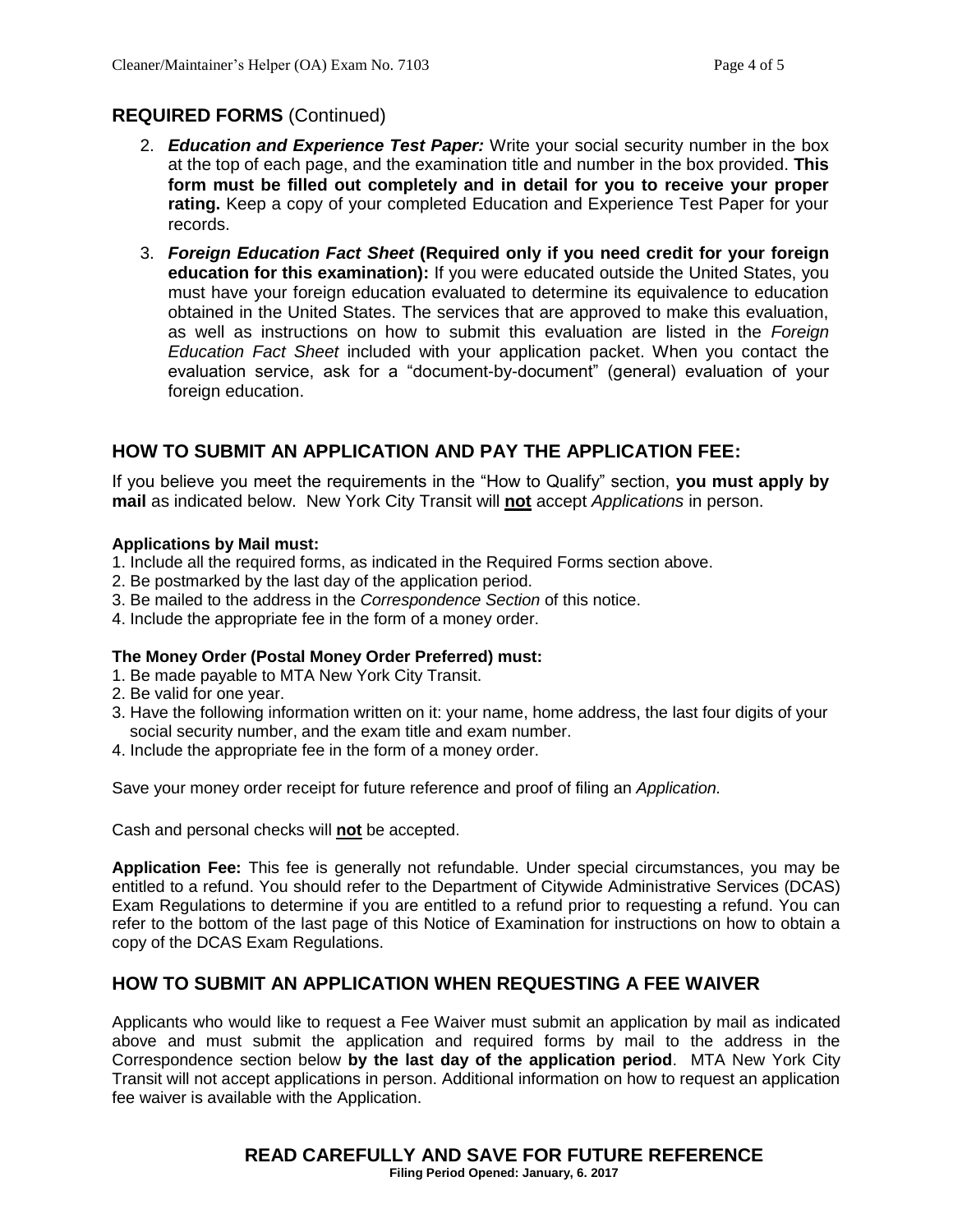## REQUIRED FORMS (Continued)

2. ***Education and Experience Test Paper:*** Write your social security number in the box at the top of each page, and the examination title and number in the box provided. **This form must be filled out completely and in detail for you to receive your proper rating.** Keep a copy of your completed Education and Experience Test Paper for your records.
3. ***Foreign Education Fact Sheet*** **(Required only if you need credit for your foreign education for this examination):** If you were educated outside the United States, you must have your foreign education evaluated to determine its equivalence to education obtained in the United States. The services that are approved to make this evaluation, as well as instructions on how to submit this evaluation are listed in the *Foreign Education Fact Sheet* included with your application packet. When you contact the evaluation service, ask for a "document-by-document" (general) evaluation of your foreign education.

## HOW TO SUBMIT AN APPLICATION AND PAY THE APPLICATION FEE:

If you believe you meet the requirements in the "How to Qualify" section, **you must apply by mail** as indicated below. New York City Transit will **not** accept *Applications* in person.

**Applications by Mail must:**

1. Include all the required forms, as indicated in the Required Forms section above.
2. Be postmarked by the last day of the application period.
3. Be mailed to the address in the *Correspondence Section* of this notice.
4. Include the appropriate fee in the form of a money order.

**The Money Order (Postal Money Order Preferred) must:**

1. Be made payable to MTA New York City Transit.
2. Be valid for one year.
3. Have the following information written on it: your name, home address, the last four digits of your social security number, and the exam title and exam number.
4. Include the appropriate fee in the form of a money order.

Save your money order receipt for future reference and proof of filing an *Application.*

Cash and personal checks will **not** be accepted.

**Application Fee:** This fee is generally not refundable. Under special circumstances, you may be entitled to a refund. You should refer to the Department of Citywide Administrative Services (DCAS) Exam Regulations to determine if you are entitled to a refund prior to requesting a refund. You can refer to the bottom of the last page of this Notice of Examination for instructions on how to obtain a copy of the DCAS Exam Regulations.

## HOW TO SUBMIT AN APPLICATION WHEN REQUESTING A FEE WAIVER

Applicants who would like to request a Fee Waiver must submit an application by mail as indicated above and must submit the application and required forms by mail to the address in the Correspondence section below **by the last day of the application period**. MTA New York City Transit will not accept applications in person. Additional information on how to request an application fee waiver is available with the Application.

**READ CAREFULLY AND SAVE FOR FUTURE REFERENCE**

**Filing Period Opened: January, 6. 2017**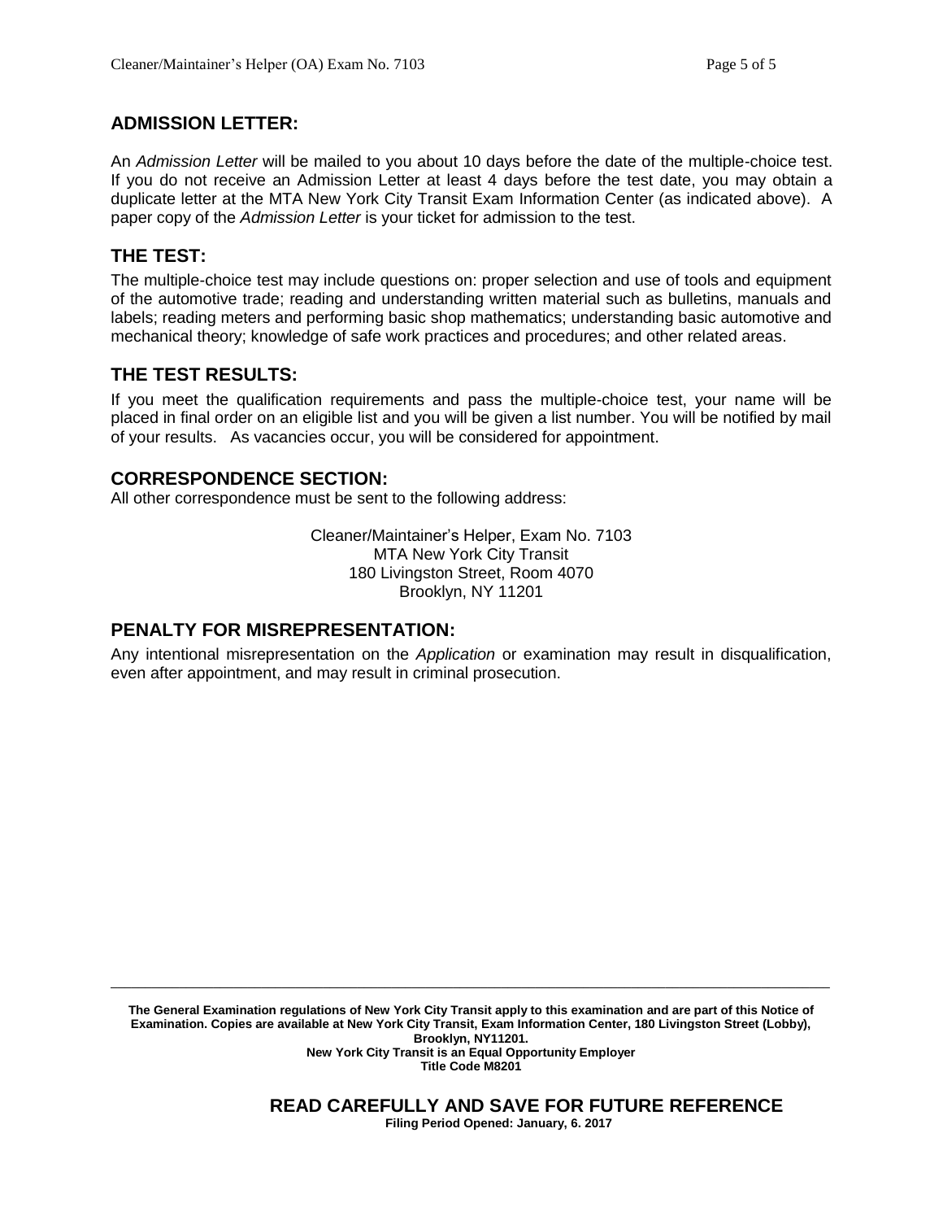## ADMISSION LETTER:

An *Admission Letter* will be mailed to you about 10 days before the date of the multiple-choice test. If you do not receive an Admission Letter at least 4 days before the test date, you may obtain a duplicate letter at the MTA New York City Transit Exam Information Center (as indicated above). A paper copy of the *Admission Letter* is your ticket for admission to the test.

## THE TEST:

The multiple-choice test may include questions on: proper selection and use of tools and equipment of the automotive trade; reading and understanding written material such as bulletins, manuals and labels; reading meters and performing basic shop mathematics; understanding basic automotive and mechanical theory; knowledge of safe work practices and procedures; and other related areas.

## THE TEST RESULTS:

If you meet the qualification requirements and pass the multiple-choice test, your name will be placed in final order on an eligible list and you will be given a list number. You will be notified by mail of your results. As vacancies occur, you will be considered for appointment.

## CORRESPONDENCE SECTION:

All other correspondence must be sent to the following address:

Cleaner/Maintainer's Helper, Exam No. 7103
MTA New York City Transit
180 Livingston Street, Room 4070
Brooklyn, NY 11201

## PENALTY FOR MISREPRESENTATION:

Any intentional misrepresentation on the *Application* or examination may result in disqualification, even after appointment, and may result in criminal prosecution.

---

**The General Examination regulations of New York City Transit apply to this examination and are part of this Notice of Examination. Copies are available at New York City Transit, Exam Information Center, 180 Livingston Street (Lobby), Brooklyn, NY11201.**
**New York City Transit is an Equal Opportunity Employer**
**Title Code M8201**

**READ CAREFULLY AND SAVE FOR FUTURE REFERENCE**
**Filing Period Opened: January, 6. 2017**